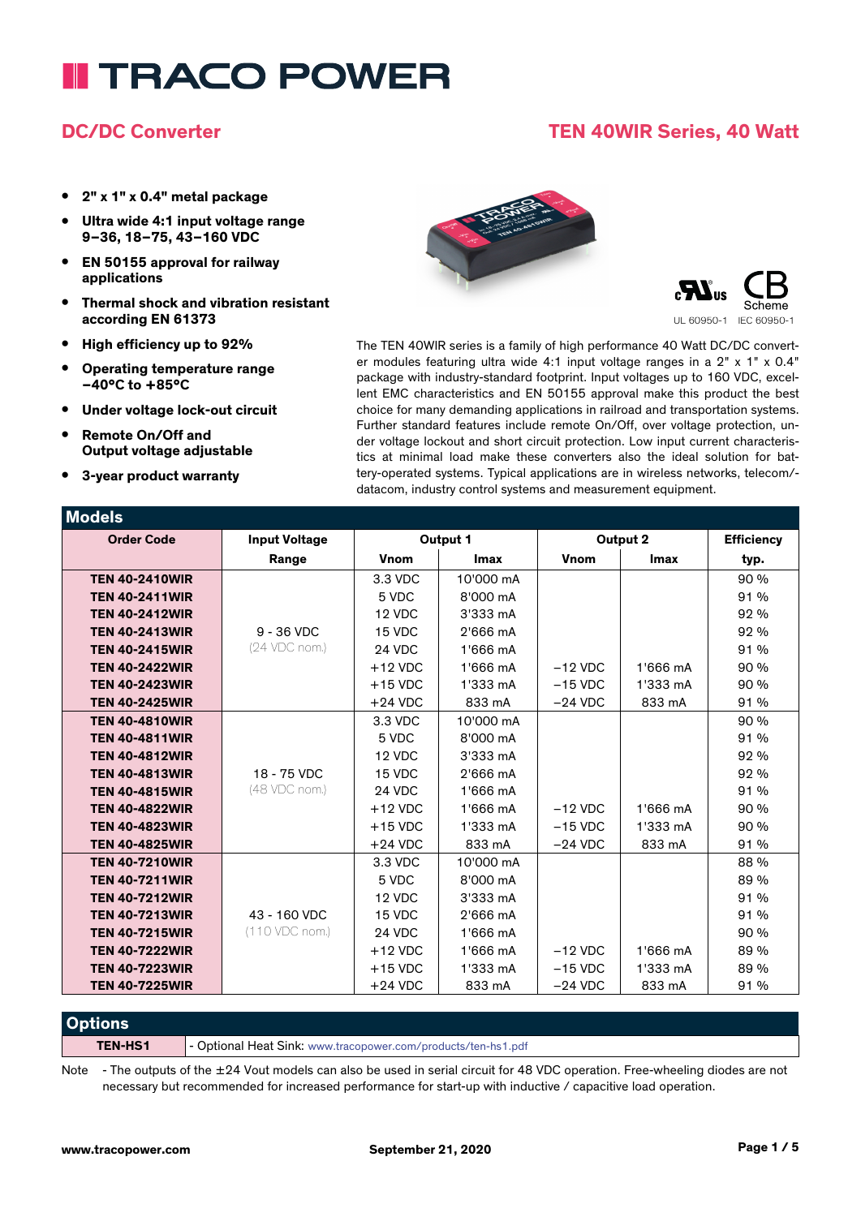# TRACO POWER

## DC/DC Converter

## TEN 40WIR Series, 40 Watt

- **2" x 1" x 0.4" metal package**
- **Ultra wide 4:1 input voltage range 9–36, 18–75, 43–160 VDC**
- **EN 50155 approval for railway applications**
- **Thermal shock and vibration resistant according EN 61373**
- **High efficiency up to 92%**
- **Operating temperature range −40°C to +85°C**
- **Under voltage lock-out circuit**
- **Remote On/Off and Output voltage adjustable**
- **3-year product warranty**

UL 60950-1 IEC 60950-1

The TEN 40WIR series is a family of high performance 40 Watt DC/DC converter modules featuring ultra wide 4:1 input voltage ranges in a 2" x 1" x 0.4" package with industry-standard footprint. Input voltages up to 160 VDC, excellent EMC characteristics and EN 50155 approval make this product the best choice for many demanding applications in railroad and transportation systems. Further standard features include remote On/Off, over voltage protection, under voltage lockout and short circuit protection. Low input current characteristics at minimal load make these converters also the ideal solution for battery-operated systems. Typical applications are in wireless networks, telecom/-datacom, industry control systems and measurement equipment.

## Models

| Order Code | Input Voltage | Output 1 | | Output 2 | | Efficiency |
|---|---|---|---|---|---|---|
| | Range | Vnom | Imax | Vnom | Imax | typ. |
| **TEN 40-2410WIR** | 9 - 36 VDC (24 VDC nom.) | 3.3 VDC | 10'000 mA | | | 90 % |
| **TEN 40-2411WIR** | | 5 VDC | 8'000 mA | | | 91 % |
| **TEN 40-2412WIR** | | 12 VDC | 3'333 mA | | | 92 % |
| **TEN 40-2413WIR** | | 15 VDC | 2'666 mA | | | 92 % |
| **TEN 40-2415WIR** | | 24 VDC | 1'666 mA | | | 91 % |
| **TEN 40-2422WIR** | | +12 VDC | 1'666 mA | −12 VDC | 1'666 mA | 90 % |
| **TEN 40-2423WIR** | | +15 VDC | 1'333 mA | −15 VDC | 1'333 mA | 90 % |
| **TEN 40-2425WIR** | | +24 VDC | 833 mA | −24 VDC | 833 mA | 91 % |
| **TEN 40-4810WIR** | 18 - 75 VDC (48 VDC nom.) | 3.3 VDC | 10'000 mA | | | 90 % |
| **TEN 40-4811WIR** | | 5 VDC | 8'000 mA | | | 91 % |
| **TEN 40-4812WIR** | | 12 VDC | 3'333 mA | | | 92 % |
| **TEN 40-4813WIR** | | 15 VDC | 2'666 mA | | | 92 % |
| **TEN 40-4815WIR** | | 24 VDC | 1'666 mA | | | 91 % |
| **TEN 40-4822WIR** | | +12 VDC | 1'666 mA | −12 VDC | 1'666 mA | 90 % |
| **TEN 40-4823WIR** | | +15 VDC | 1'333 mA | −15 VDC | 1'333 mA | 90 % |
| **TEN 40-4825WIR** | | +24 VDC | 833 mA | −24 VDC | 833 mA | 91 % |
| **TEN 40-7210WIR** | 43 - 160 VDC (110 VDC nom.) | 3.3 VDC | 10'000 mA | | | 88 % |
| **TEN 40-7211WIR** | | 5 VDC | 8'000 mA | | | 89 % |
| **TEN 40-7212WIR** | | 12 VDC | 3'333 mA | | | 91 % |
| **TEN 40-7213WIR** | | 15 VDC | 2'666 mA | | | 91 % |
| **TEN 40-7215WIR** | | 24 VDC | 1'666 mA | | | 90 % |
| **TEN 40-7222WIR** | | +12 VDC | 1'666 mA | −12 VDC | 1'666 mA | 89 % |
| **TEN 40-7223WIR** | | +15 VDC | 1'333 mA | −15 VDC | 1'333 mA | 89 % |
| **TEN 40-7225WIR** | | +24 VDC | 833 mA | −24 VDC | 833 mA | 91 % |

## Options

| | |
|---|---|
| **TEN-HS1** | - Optional Heat Sink: www.tracopower.com/products/ten-hs1.pdf |

Note - The outputs of the ±24 Vout models can also be used in serial circuit for 48 VDC operation. Free-wheeling diodes are not necessary but recommended for increased performance for start-up with inductive / capacitive load operation.

www.tracopower.com September 21, 2020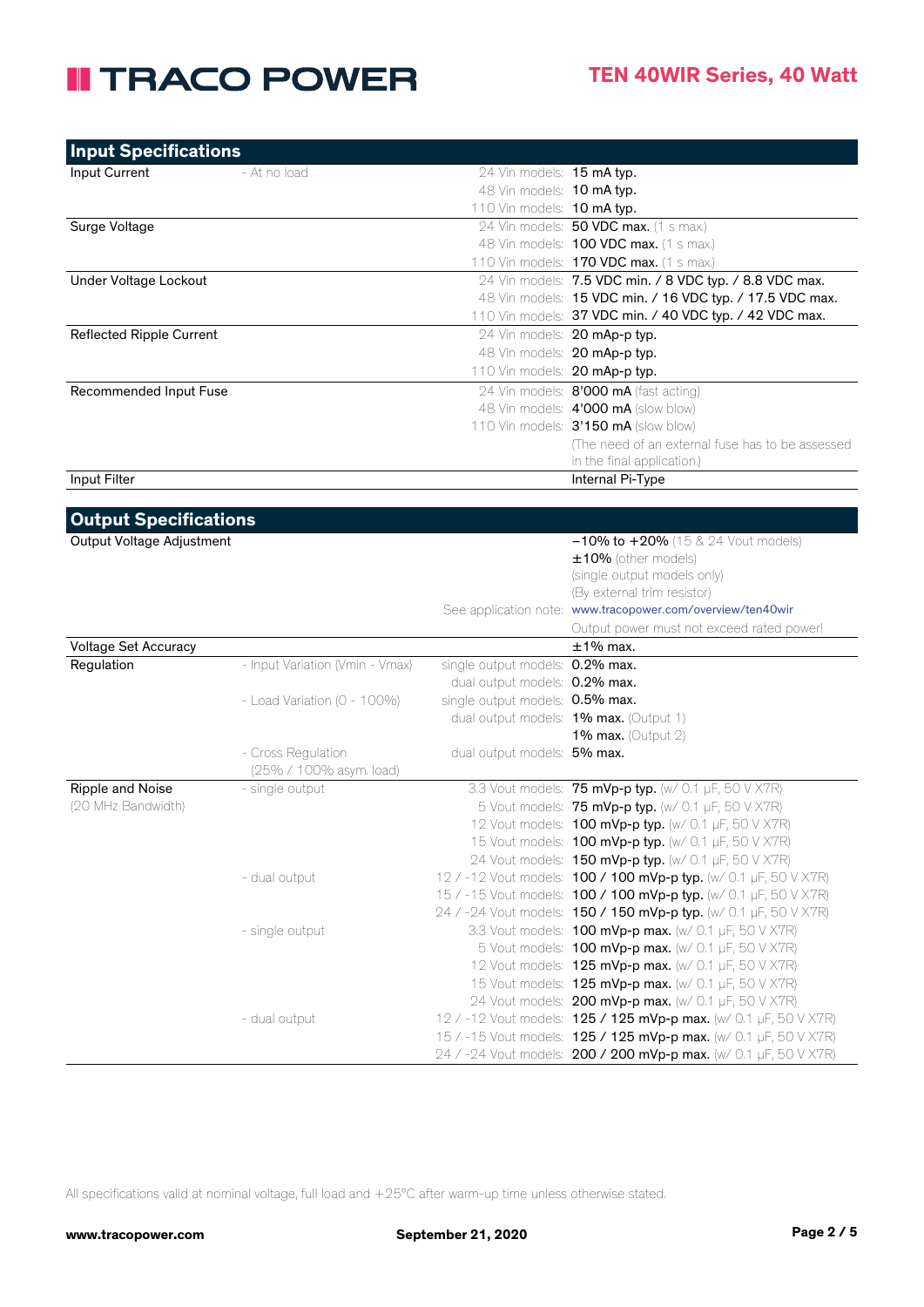## Input Specifications

| | | | |
|---|---|---|---|
| Input Current | - At no load | 24 Vin models: | **15 mA typ.** |
| | | 48 Vin models: | **10 mA typ.** |
| | | 110 Vin models: | **10 mA typ.** |
| Surge Voltage | | 24 Vin models: | **50 VDC max.** (1 s max.) |
| | | 48 Vin models: | **100 VDC max.** (1 s max.) |
| | | 110 Vin models: | **170 VDC max.** (1 s max.) |
| Under Voltage Lockout | | 24 Vin models: | **7.5 VDC min. / 8 VDC typ. / 8.8 VDC max.** |
| | | 48 Vin models: | **15 VDC min. / 16 VDC typ. / 17.5 VDC max.** |
| | | 110 Vin models: | **37 VDC min. / 40 VDC typ. / 42 VDC max.** |
| Reflected Ripple Current | | 24 Vin models: | **20 mAp-p typ.** |
| | | 48 Vin models: | **20 mAp-p typ.** |
| | | 110 Vin models: | **20 mAp-p typ.** |
| Recommended Input Fuse | | 24 Vin models: | **8'000 mA** (fast acting) |
| | | 48 Vin models: | **4'000 mA** (slow blow) |
| | | 110 Vin models: | **3'150 mA** (slow blow) |
| | | | (The need of an external fuse has to be assessed in the final application.) |
| Input Filter | | | Internal Pi-Type |

## Output Specifications

| | | | |
|---|---|---|---|
| Output Voltage Adjustment | | | **−10% to +20%** (15 & 24 Vout models) |
| | | | **±10%** (other models) |
| | | | (single output models only) |
| | | | (By external trim resistor) |
| | | See application note: | www.tracopower.com/overview/ten40wir |
| | | | Output power must not exceed rated power! |
| Voltage Set Accuracy | | | **±1% max.** |
| Regulation | - Input Variation (Vmin - Vmax) | single output models: | **0.2% max.** |
| | | dual output models: | **0.2% max.** |
| | - Load Variation (0 - 100%) | single output models: | **0.5% max.** |
| | | dual output models: | **1% max.** (Output 1) |
| | | | **1% max.** (Output 2) |
| | - Cross Regulation (25% / 100% asym. load) | dual output models: | **5% max.** |
| Ripple and Noise (20 MHz Bandwidth) | - single output | 3.3 Vout models: | **75 mVp-p typ.** (w/ 0.1 µF, 50 V X7R) |
| | | 5 Vout models: | **75 mVp-p typ.** (w/ 0.1 µF, 50 V X7R) |
| | | 12 Vout models: | **100 mVp-p typ.** (w/ 0.1 µF, 50 V X7R) |
| | | 15 Vout models: | **100 mVp-p typ.** (w/ 0.1 µF, 50 V X7R) |
| | | 24 Vout models: | **150 mVp-p typ.** (w/ 0.1 µF, 50 V X7R) |
| | - dual output | 12 / -12 Vout models: | **100 / 100 mVp-p typ.** (w/ 0.1 µF, 50 V X7R) |
| | | 15 / -15 Vout models: | **100 / 100 mVp-p typ.** (w/ 0.1 µF, 50 V X7R) |
| | | 24 / -24 Vout models: | **150 / 150 mVp-p typ.** (w/ 0.1 µF, 50 V X7R) |
| | - single output | 3.3 Vout models: | **100 mVp-p max.** (w/ 0.1 µF, 50 V X7R) |
| | | 5 Vout models: | **100 mVp-p max.** (w/ 0.1 µF, 50 V X7R) |
| | | 12 Vout models: | **125 mVp-p max.** (w/ 0.1 µF, 50 V X7R) |
| | | 15 Vout models: | **125 mVp-p max.** (w/ 0.1 µF, 50 V X7R) |
| | | 24 Vout models: | **200 mVp-p max.** (w/ 0.1 µF, 50 V X7R) |
| | - dual output | 12 / -12 Vout models: | **125 / 125 mVp-p max.** (w/ 0.1 µF, 50 V X7R) |
| | | 15 / -15 Vout models: | **125 / 125 mVp-p max.** (w/ 0.1 µF, 50 V X7R) |
| | | 24 / -24 Vout models: | **200 / 200 mVp-p max.** (w/ 0.1 µF, 50 V X7R) |

All specifications valid at nominal voltage, full load and +25°C after warm-up time unless otherwise stated.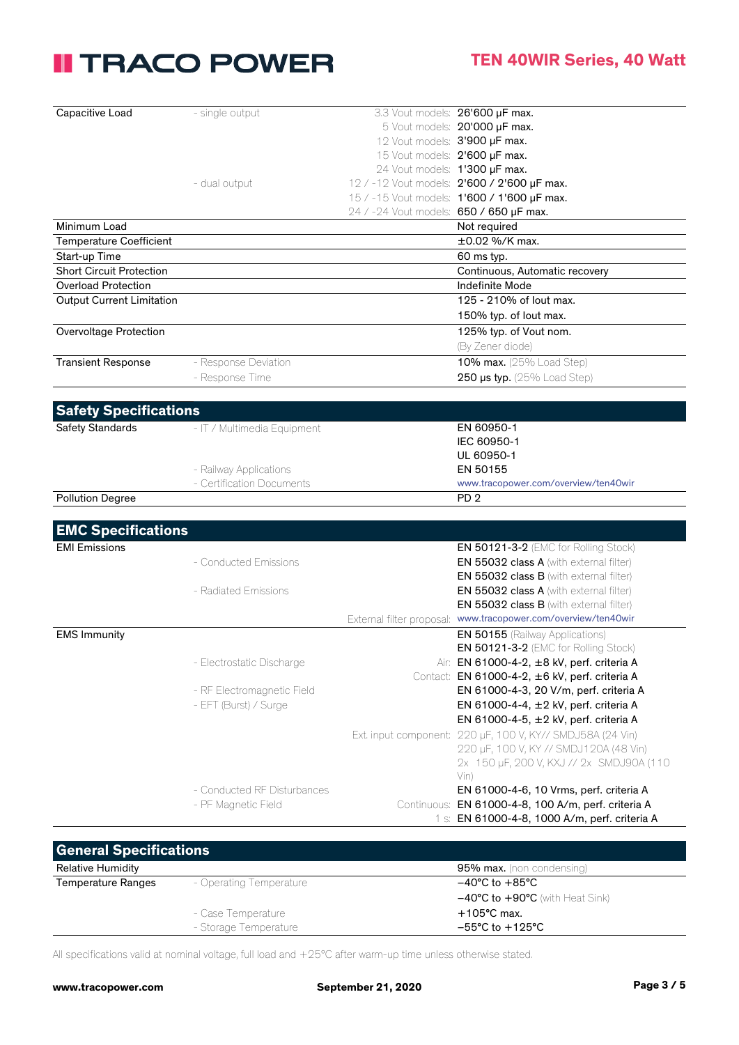| | | | |
|---|---|---|---|
| Capacitive Load | - single output | 3.3 Vout models: | 26'600 µF max. |
| | | 5 Vout models: | 20'000 µF max. |
| | | 12 Vout models: | 3'900 µF max. |
| | | 15 Vout models: | 2'600 µF max. |
| | | 24 Vout models: | 1'300 µF max. |
| | - dual output | 12 / -12 Vout models: | 2'600 / 2'600 µF max. |
| | | 15 / -15 Vout models: | 1'600 / 1'600 µF max. |
| | | 24 / -24 Vout models: | 650 / 650 µF max. |
| Minimum Load | | | Not required |
| Temperature Coefficient | | | ±0.02 %/K max. |
| Start-up Time | | | 60 ms typ. |
| Short Circuit Protection | | | Continuous, Automatic recovery |
| Overload Protection | | | Indefinite Mode |
| Output Current Limitation | | | 125 - 210% of Iout max. |
| | | | 150% typ. of Iout max. |
| Overvoltage Protection | | | 125% typ. of Vout nom. |
| | | | (By Zener diode) |
| Transient Response | - Response Deviation | | **10% max.** (25% Load Step) |
| | - Response Time | | **250 µs typ.** (25% Load Step) |

## Safety Specifications

| | | | |
|---|---|---|---|
| Safety Standards | - IT / Multimedia Equipment | | EN 60950-1 |
| | | | IEC 60950-1 |
| | | | UL 60950-1 |
| | - Railway Applications | | EN 50155 |
| | - Certification Documents | | www.tracopower.com/overview/ten40wir |
| Pollution Degree | | | PD 2 |

## EMC Specifications

| | | | |
|---|---|---|---|
| EMI Emissions | | | **EN 50121-3-2** (EMC for Rolling Stock) |
| | - Conducted Emissions | | **EN 55032 class A** (with external filter) |
| | | | **EN 55032 class B** (with external filter) |
| | - Radiated Emissions | | **EN 55032 class A** (with external filter) |
| | | | **EN 55032 class B** (with external filter) |
| | | External filter proposal: | www.tracopower.com/overview/ten40wir |
| EMS Immunity | | | **EN 50155** (Railway Applications) |
| | | | **EN 50121-3-2** (EMC for Rolling Stock) |
| | - Electrostatic Discharge | Air: | EN 61000-4-2, ±8 kV, perf. criteria A |
| | | Contact: | EN 61000-4-2, ±6 kV, perf. criteria A |
| | - RF Electromagnetic Field | | EN 61000-4-3, 20 V/m, perf. criteria A |
| | - EFT (Burst) / Surge | | EN 61000-4-4, ±2 kV, perf. criteria A |
| | | | EN 61000-4-5, ±2 kV, perf. criteria A |
| | | Ext. input component: | 220 µF, 100 V, KY// SMDJ58A (24 Vin) |
| | | | 220 µF, 100 V, KY // SMDJ120A (48 Vin) |
| | | | 2x 150 µF, 200 V, KXJ // 2x SMDJ90A (110 Vin) |
| | - Conducted RF Disturbances | | EN 61000-4-6, 10 Vrms, perf. criteria A |
| | - PF Magnetic Field | Continuous: | EN 61000-4-8, 100 A/m, perf. criteria A |
| | | 1 s: | EN 61000-4-8, 1000 A/m, perf. criteria A |

## General Specifications

| | | | |
|---|---|---|---|
| Relative Humidity | | | **95% max.** (non condensing) |
| Temperature Ranges | - Operating Temperature | | −40°C to +85°C |
| | | | −40°C to +90°C (with Heat Sink) |
| | - Case Temperature | | +105°C max. |
| | - Storage Temperature | | −55°C to +125°C |

All specifications valid at nominal voltage, full load and +25°C after warm-up time unless otherwise stated.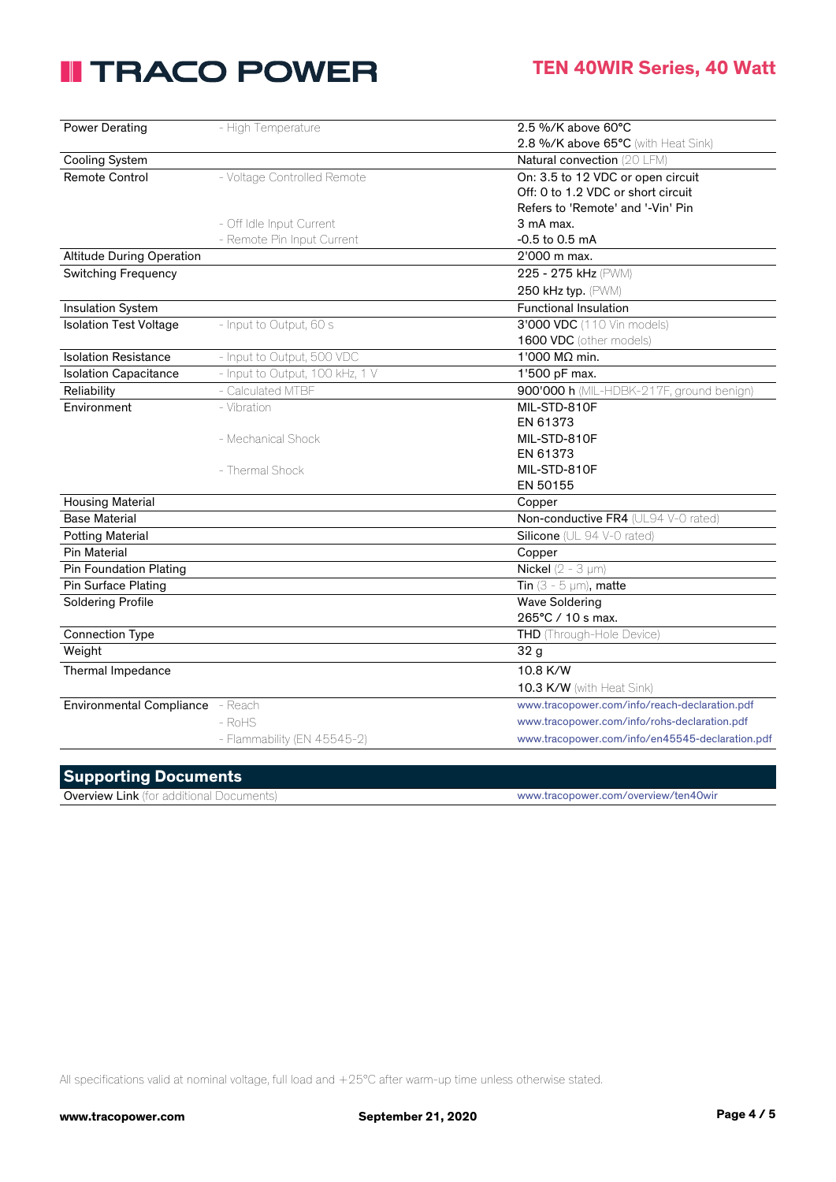| | | |
|---|---|---|
| Power Derating | - High Temperature | 2.5 %/K above 60°C<br>2.8 %/K above 65°C (with Heat Sink) |
| Cooling System | | Natural convection (20 LFM) |
| Remote Control | - Voltage Controlled Remote | On: 3.5 to 12 VDC or open circuit<br>Off: 0 to 1.2 VDC or short circuit<br>Refers to 'Remote' and '-Vin' Pin |
| | - Off Idle Input Current | 3 mA max. |
| | - Remote Pin Input Current | -0.5 to 0.5 mA |
| Altitude During Operation | | 2'000 m max. |
| Switching Frequency | | 225 - 275 kHz (PWM)<br>250 kHz typ. (PWM) |
| Insulation System | | Functional Insulation |
| Isolation Test Voltage | - Input to Output, 60 s | 3'000 VDC (110 Vin models)<br>1600 VDC (other models) |
| Isolation Resistance | - Input to Output, 500 VDC | 1'000 MΩ min. |
| Isolation Capacitance | - Input to Output, 100 kHz, 1 V | 1'500 pF max. |
| Reliability | - Calculated MTBF | 900'000 h (MIL-HDBK-217F, ground benign) |
| Environment | - Vibration | MIL-STD-810F<br>EN 61373 |
| | - Mechanical Shock | MIL-STD-810F<br>EN 61373 |
| | - Thermal Shock | MIL-STD-810F<br>EN 50155 |
| Housing Material | | Copper |
| Base Material | | Non-conductive FR4 (UL94 V-0 rated) |
| Potting Material | | Silicone (UL 94 V-0 rated) |
| Pin Material | | Copper |
| Pin Foundation Plating | | Nickel (2 - 3 µm) |
| Pin Surface Plating | | Tin (3 - 5 µm), matte |
| Soldering Profile | | Wave Soldering<br>265°C / 10 s max. |
| Connection Type | | THD (Through-Hole Device) |
| Weight | | 32 g |
| Thermal Impedance | | 10.8 K/W<br>10.3 K/W (with Heat Sink) |
| Environmental Compliance | - Reach | www.tracopower.com/info/reach-declaration.pdf |
| | - RoHS | www.tracopower.com/info/rohs-declaration.pdf |
| | - Flammability (EN 45545-2) | www.tracopower.com/info/en45545-declaration.pdf |

## Supporting Documents

| | |
|---|---|
| Overview Link (for additional Documents) | www.tracopower.com/overview/ten40wir |

All specifications valid at nominal voltage, full load and +25°C after warm-up time unless otherwise stated.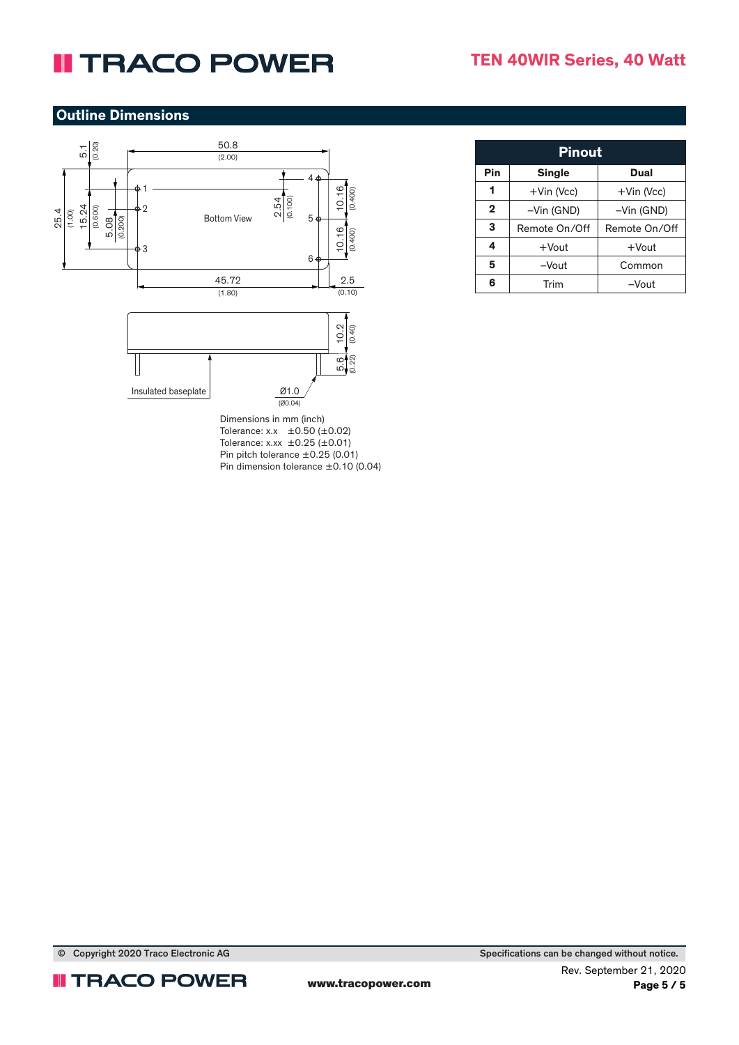## Outline Dimensions

50.8
(2.00)

5.1
(0.20)

25.4
(1.00)

15.24
(0.600)

5.08
(0.200)

1

2

3

Bottom View

2.54
(0.100)

4

5

6

10.16
(0.400)

10.16
(0.400)

45.72
(1.80)

2.5
(0.10)

10.2
(0.40)

5.6
(0.22)

Insulated baseplate

Ø1.0
(Ø0.04)

Dimensions in mm (inch)
Tolerance: x.x ±0.50 (±0.02)
Tolerance: x.xx ±0.25 (±0.01)
Pin pitch tolerance ±0.25 (0.01)
Pin dimension tolerance ±0.10 (0.04)

| Pinout | | |
|---|---|---|
| **Pin** | **Single** | **Dual** |
| **1** | +Vin (Vcc) | +Vin (Vcc) |
| **2** | –Vin (GND) | –Vin (GND) |
| **3** | Remote On/Off | Remote On/Off |
| **4** | +Vout | +Vout |
| **5** | –Vout | Common |
| **6** | Trim | –Vout |